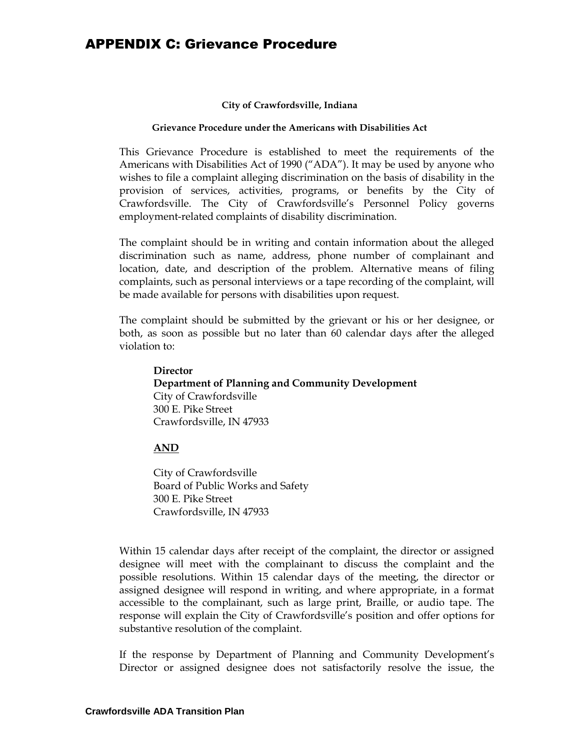# APPENDIX C: Grievance Procedure

**City of Crawfordsville, Indiana**

**Grievance Procedure under the Americans with Disabilities Act**

This Grievance Procedure is established to meet the requirements of the Americans with Disabilities Act of 1990 ("ADA"). It may be used by anyone who wishes to file a complaint alleging discrimination on the basis of disability in the provision of services, activities, programs, or benefits by the City of Crawfordsville. The City of Crawfordsville's Personnel Policy governs employment-related complaints of disability discrimination.

The complaint should be in writing and contain information about the alleged discrimination such as name, address, phone number of complainant and location, date, and description of the problem. Alternative means of filing complaints, such as personal interviews or a tape recording of the complaint, will be made available for persons with disabilities upon request.

The complaint should be submitted by the grievant or his or her designee, or both, as soon as possible but no later than 60 calendar days after the alleged violation to:

**Director**
**Department of Planning and Community Development**
City of Crawfordsville
300 E. Pike Street
Crawfordsville, IN 47933

**AND**

City of Crawfordsville
Board of Public Works and Safety
300 E. Pike Street
Crawfordsville, IN 47933

Within 15 calendar days after receipt of the complaint, the director or assigned designee will meet with the complainant to discuss the complaint and the possible resolutions. Within 15 calendar days of the meeting, the director or assigned designee will respond in writing, and where appropriate, in a format accessible to the complainant, such as large print, Braille, or audio tape. The response will explain the City of Crawfordsville's position and offer options for substantive resolution of the complaint.

If the response by Department of Planning and Community Development's Director or assigned designee does not satisfactorily resolve the issue, the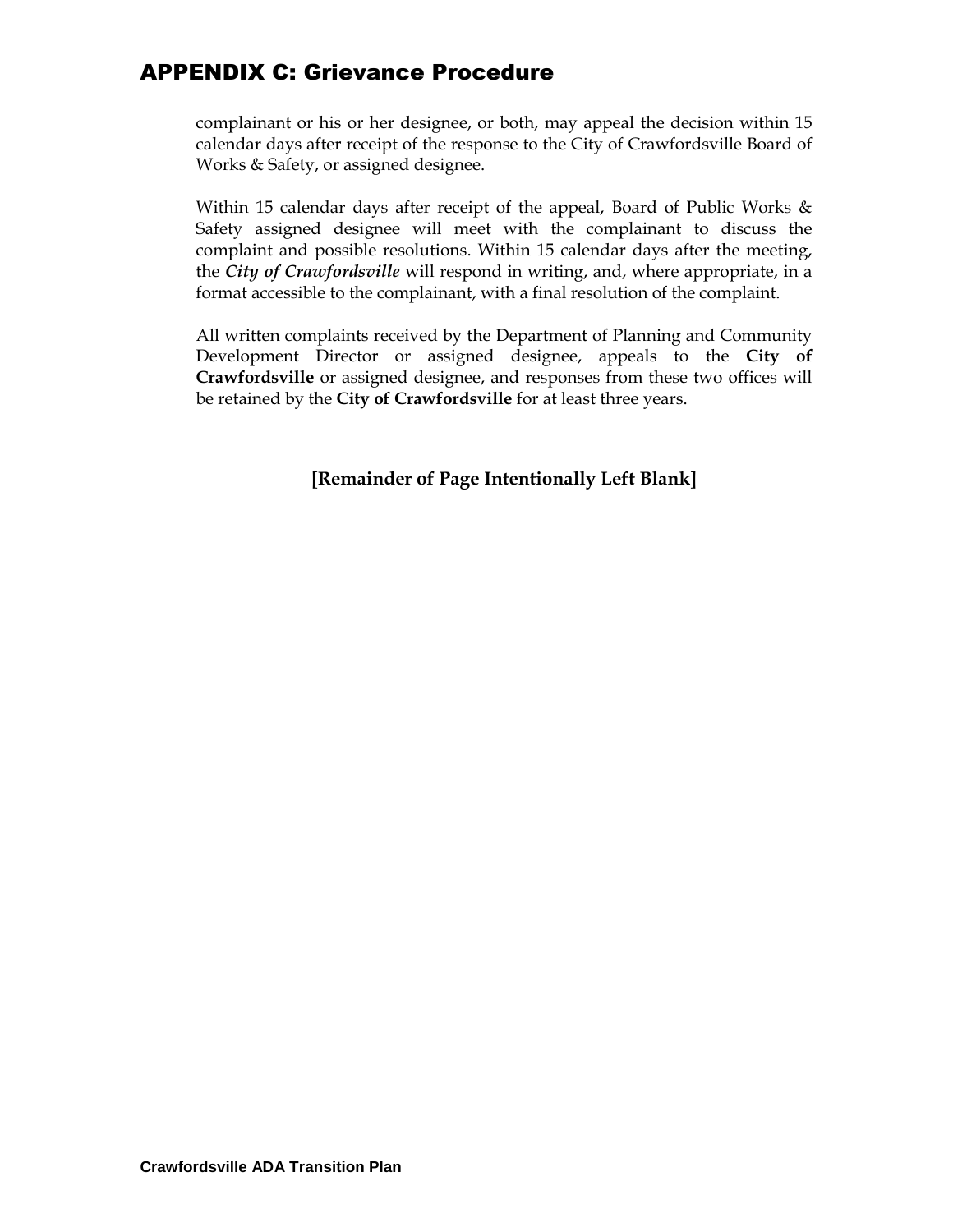# APPENDIX C: Grievance Procedure

complainant or his or her designee, or both, may appeal the decision within 15 calendar days after receipt of the response to the City of Crawfordsville Board of Works & Safety, or assigned designee.

Within 15 calendar days after receipt of the appeal, Board of Public Works & Safety assigned designee will meet with the complainant to discuss the complaint and possible resolutions. Within 15 calendar days after the meeting, the ***City of Crawfordsville*** will respond in writing, and, where appropriate, in a format accessible to the complainant, with a final resolution of the complaint.

All written complaints received by the Department of Planning and Community Development Director or assigned designee, appeals to the **City of Crawfordsville** or assigned designee, and responses from these two offices will be retained by the **City of Crawfordsville** for at least three years.

**[Remainder of Page Intentionally Left Blank]**